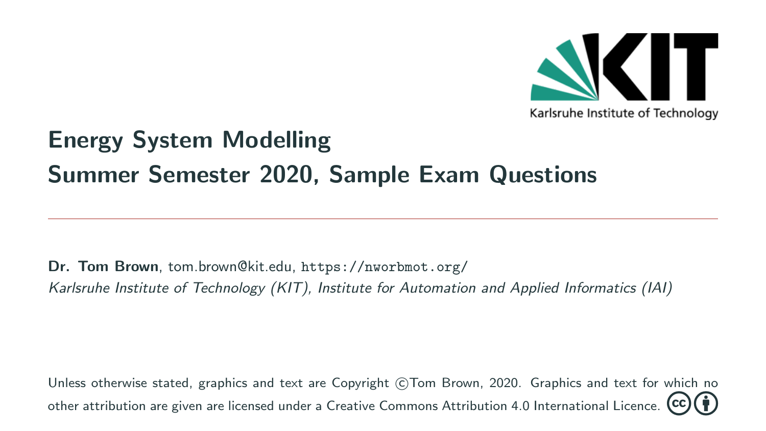# Energy System Modelling
# Summer Semester 2020, Sample Exam Questions

---

**Dr. Tom Brown**, tom.brown@kit.edu, `https://nworbmot.org/`
*Karlsruhe Institute of Technology (KIT), Institute for Automation and Applied Informatics (IAI)*

Unless otherwise stated, graphics and text are Copyright ©Tom Brown, 2020. Graphics and text for which no other attribution are given are licensed under a Creative Commons Attribution 4.0 International Licence.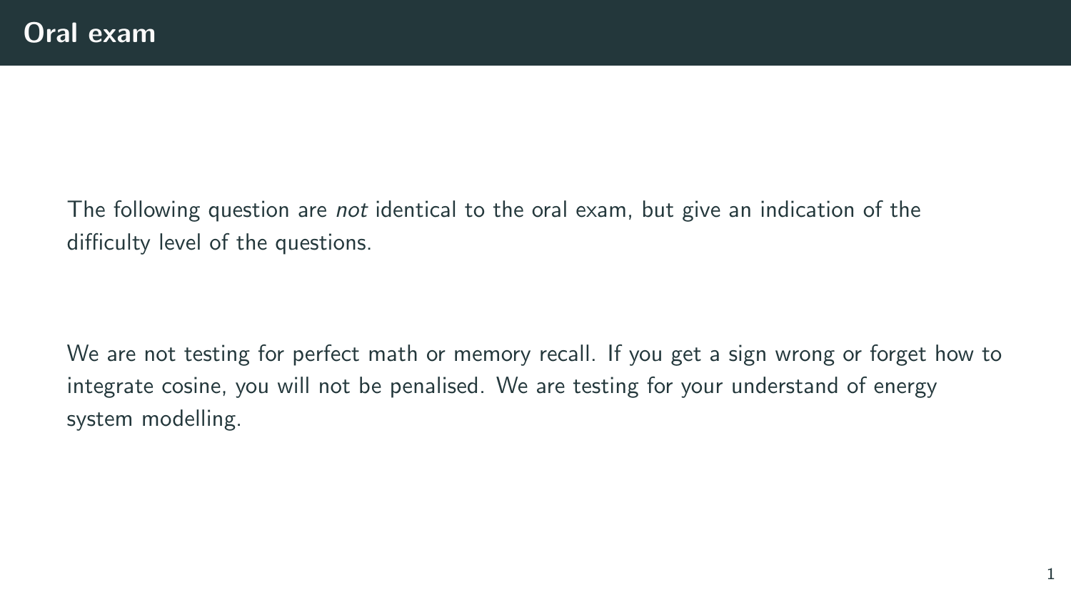# Oral exam

The following question are *not* identical to the oral exam, but give an indication of the difficulty level of the questions.

We are not testing for perfect math or memory recall. If you get a sign wrong or forget how to integrate cosine, you will not be penalised. We are testing for your understand of energy system modelling.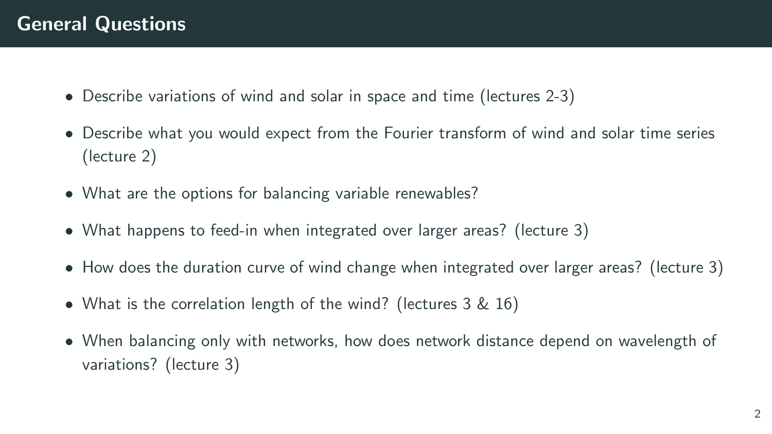## General Questions

- Describe variations of wind and solar in space and time (lectures 2-3)
- Describe what you would expect from the Fourier transform of wind and solar time series (lecture 2)
- What are the options for balancing variable renewables?
- What happens to feed-in when integrated over larger areas? (lecture 3)
- How does the duration curve of wind change when integrated over larger areas? (lecture 3)
- What is the correlation length of the wind? (lectures 3 & 16)
- When balancing only with networks, how does network distance depend on wavelength of variations? (lecture 3)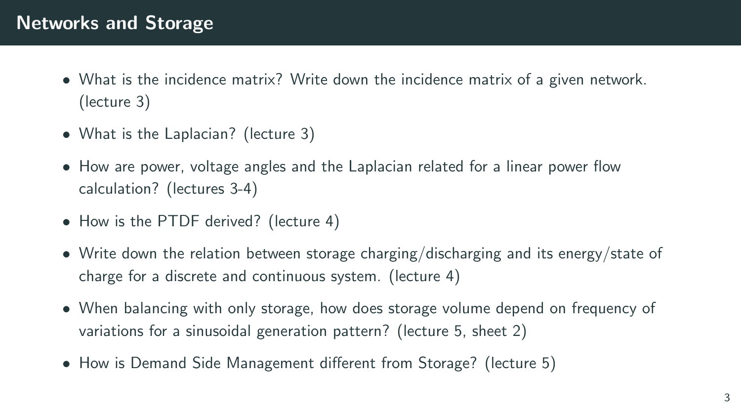## Networks and Storage

- What is the incidence matrix? Write down the incidence matrix of a given network. (lecture 3)
- What is the Laplacian? (lecture 3)
- How are power, voltage angles and the Laplacian related for a linear power flow calculation? (lectures 3-4)
- How is the PTDF derived? (lecture 4)
- Write down the relation between storage charging/discharging and its energy/state of charge for a discrete and continuous system. (lecture 4)
- When balancing with only storage, how does storage volume depend on frequency of variations for a sinusoidal generation pattern? (lecture 5, sheet 2)
- How is Demand Side Management different from Storage? (lecture 5)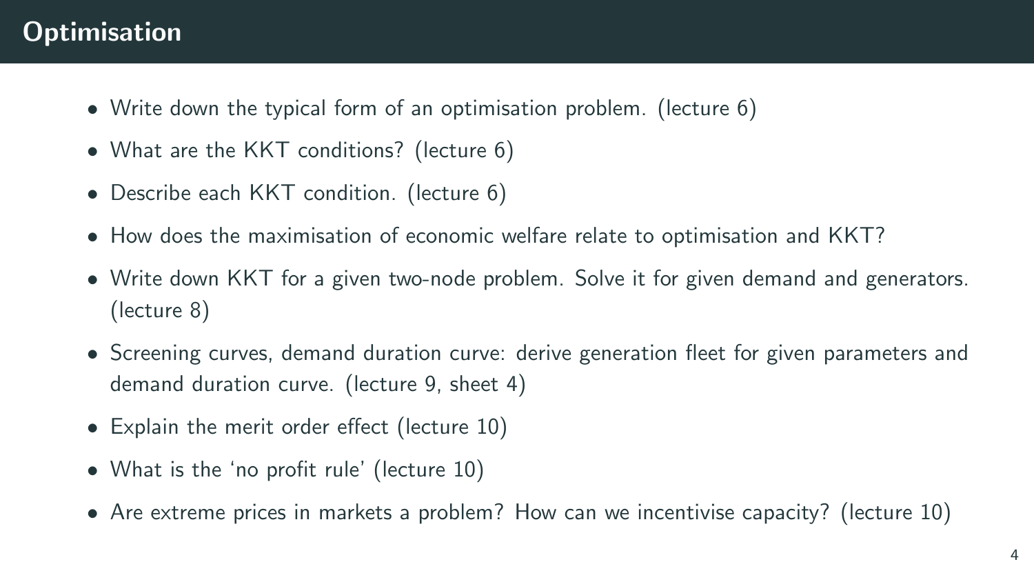# Optimisation

- Write down the typical form of an optimisation problem. (lecture 6)
- What are the KKT conditions? (lecture 6)
- Describe each KKT condition. (lecture 6)
- How does the maximisation of economic welfare relate to optimisation and KKT?
- Write down KKT for a given two-node problem. Solve it for given demand and generators. (lecture 8)
- Screening curves, demand duration curve: derive generation fleet for given parameters and demand duration curve. (lecture 9, sheet 4)
- Explain the merit order effect (lecture 10)
- What is the 'no profit rule' (lecture 10)
- Are extreme prices in markets a problem? How can we incentivise capacity? (lecture 10)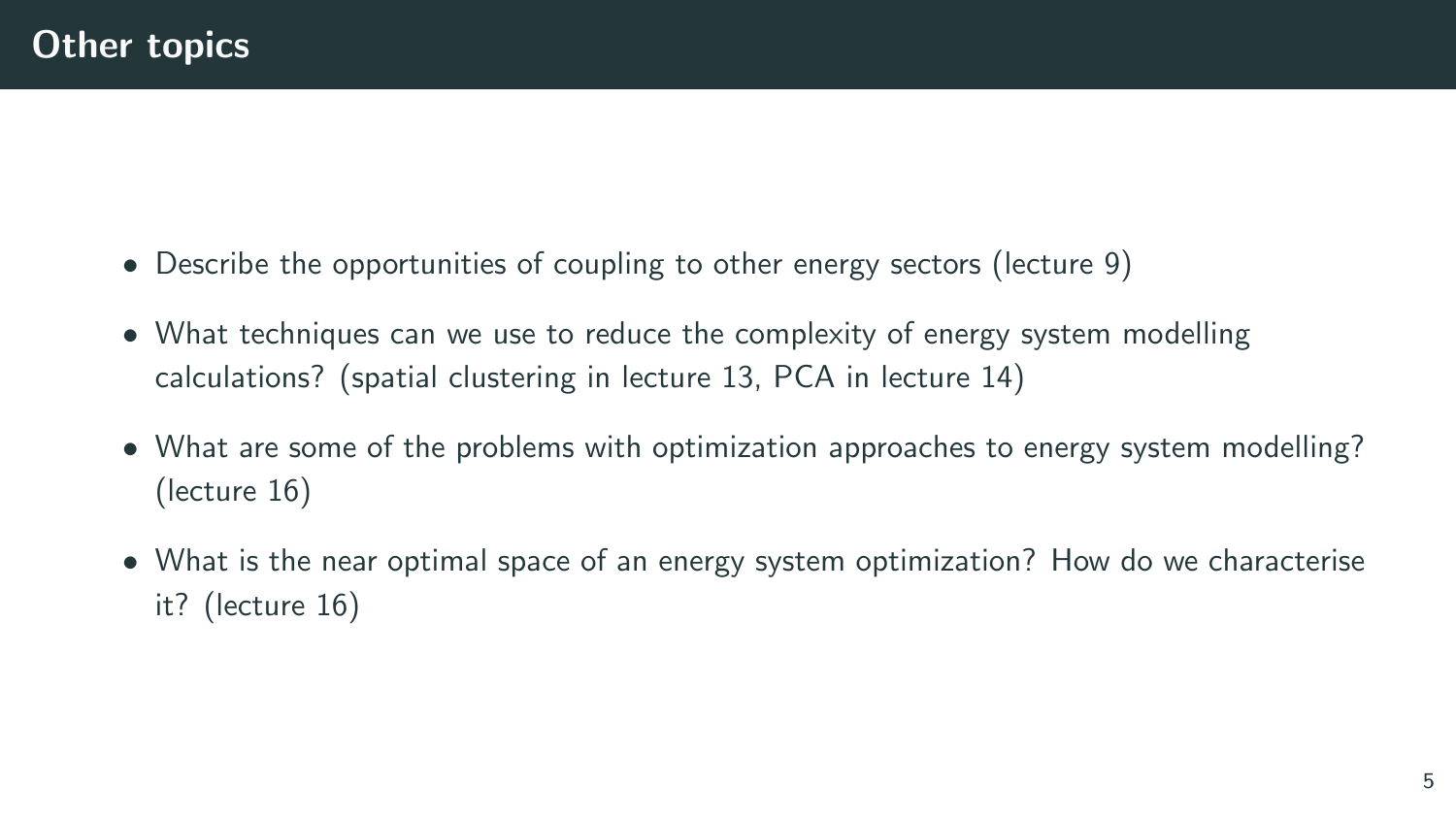# Other topics

- Describe the opportunities of coupling to other energy sectors (lecture 9)
- What techniques can we use to reduce the complexity of energy system modelling calculations? (spatial clustering in lecture 13, PCA in lecture 14)
- What are some of the problems with optimization approaches to energy system modelling? (lecture 16)
- What is the near optimal space of an energy system optimization? How do we characterise it? (lecture 16)